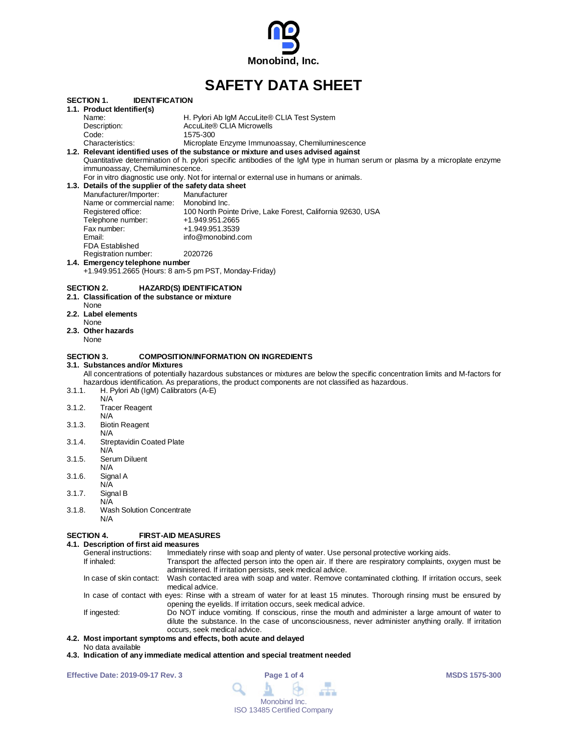Monobind, Inc.

# SAFETY DATA SHEET

## SECTION 1. IDENTIFICATION

### 1.1. Product Identifier(s)

| | |
|---|---|
| Name: | H. Pylori Ab IgM AccuLite® CLIA Test System |
| Description: | AccuLite® CLIA Microwells |
| Code: | 1575-300 |
| Characteristics: | Microplate Enzyme Immunoassay, Chemiluminescence |

### 1.2. Relevant identified uses of the substance or mixture and uses advised against

Quantitative determination of h. pylori specific antibodies of the IgM type in human serum or plasma by a microplate enzyme immunoassay, Chemiluminescence.

For in vitro diagnostic use only. Not for internal or external use in humans or animals.

### 1.3. Details of the supplier of the safety data sheet

| | |
|---|---|
| Manufacturer/Importer: | Manufacturer |
| Name or commercial name: | Monobind Inc. |
| Registered office: | 100 North Pointe Drive, Lake Forest, California 92630, USA |
| Telephone number: | +1.949.951.2665 |
| Fax number: | +1.949.951.3539 |
| Email: | info@monobind.com |
| FDA Established Registration number: | 2020726 |

### 1.4. Emergency telephone number

+1.949.951.2665 (Hours: 8 am-5 pm PST, Monday-Friday)

## SECTION 2. HAZARD(S) IDENTIFICATION

### 2.1. Classification of the substance or mixture

None

### 2.2. Label elements

None

### 2.3. Other hazards

None

## SECTION 3. COMPOSITION/INFORMATION ON INGREDIENTS

### 3.1. Substances and/or Mixtures

All concentrations of potentially hazardous substances or mixtures are below the specific concentration limits and M-factors for hazardous identification. As preparations, the product components are not classified as hazardous.

3.1.1. H. Pylori Ab (IgM) Calibrators (A-E)
N/A

3.1.2. Tracer Reagent
N/A

3.1.3. Biotin Reagent
N/A

3.1.4. Streptavidin Coated Plate
N/A

3.1.5. Serum Diluent
N/A

3.1.6. Signal A
N/A

3.1.7. Signal B
N/A

3.1.8. Wash Solution Concentrate
N/A

## SECTION 4. FIRST-AID MEASURES

### 4.1. Description of first aid measures

General instructions: Immediately rinse with soap and plenty of water. Use personal protective working aids.

If inhaled: Transport the affected person into the open air. If there are respiratory complaints, oxygen must be administered. If irritation persists, seek medical advice.

In case of skin contact: Wash contacted area with soap and water. Remove contaminated clothing. If irritation occurs, seek medical advice.

In case of contact with eyes: Rinse with a stream of water for at least 15 minutes. Thorough rinsing must be ensured by opening the eyelids. If irritation occurs, seek medical advice.

If ingested: Do NOT induce vomiting. If conscious, rinse the mouth and administer a large amount of water to dilute the substance. In the case of unconsciousness, never administer anything orally. If irritation occurs, seek medical advice.

### 4.2. Most important symptoms and effects, both acute and delayed

No data available

### 4.3. Indication of any immediate medical attention and special treatment needed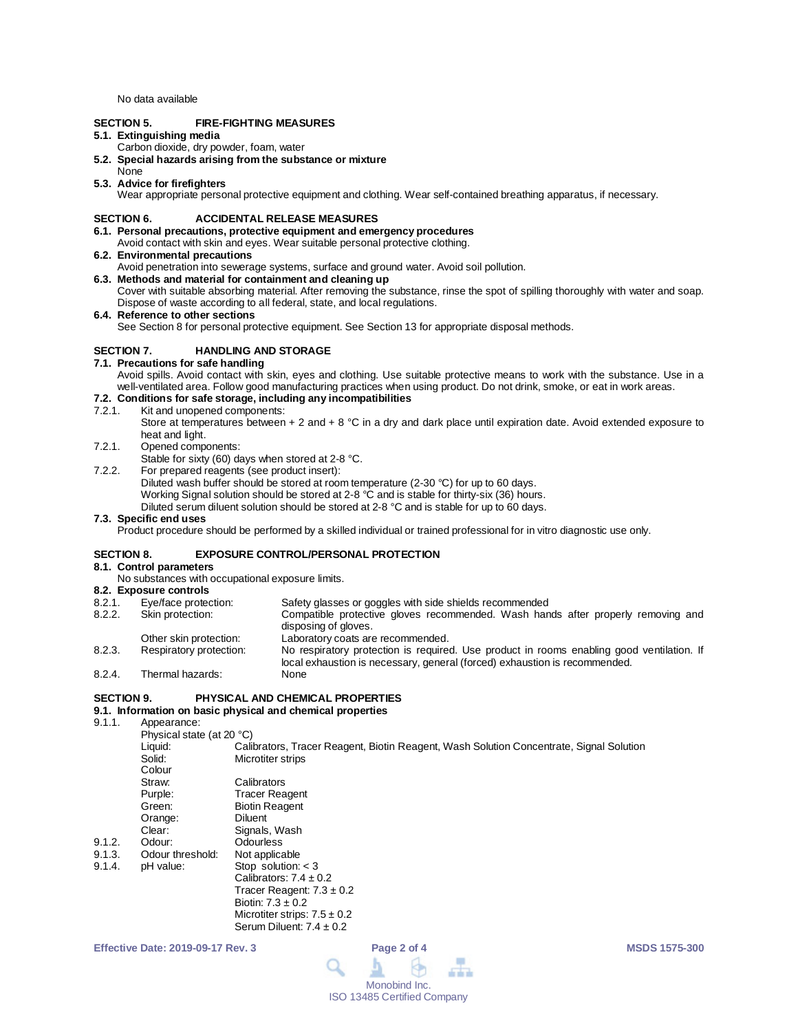No data available

## SECTION 5. FIRE-FIGHTING MEASURES

**5.1. Extinguishing media**

Carbon dioxide, dry powder, foam, water

**5.2. Special hazards arising from the substance or mixture**

None

**5.3. Advice for firefighters**

Wear appropriate personal protective equipment and clothing. Wear self-contained breathing apparatus, if necessary.

## SECTION 6. ACCIDENTAL RELEASE MEASURES

**6.1. Personal precautions, protective equipment and emergency procedures**

Avoid contact with skin and eyes. Wear suitable personal protective clothing.

**6.2. Environmental precautions**

Avoid penetration into sewerage systems, surface and ground water. Avoid soil pollution.

**6.3. Methods and material for containment and cleaning up**

Cover with suitable absorbing material. After removing the substance, rinse the spot of spilling thoroughly with water and soap. Dispose of waste according to all federal, state, and local regulations.

**6.4. Reference to other sections**

See Section 8 for personal protective equipment. See Section 13 for appropriate disposal methods.

## SECTION 7. HANDLING AND STORAGE

**7.1. Precautions for safe handling**

Avoid spills. Avoid contact with skin, eyes and clothing. Use suitable protective means to work with the substance. Use in a well-ventilated area. Follow good manufacturing practices when using product. Do not drink, smoke, or eat in work areas.

**7.2. Conditions for safe storage, including any incompatibilities**

7.2.1. Kit and unopened components:
Store at temperatures between + 2 and + 8 °C in a dry and dark place until expiration date. Avoid extended exposure to heat and light.

7.2.1. Opened components:
Stable for sixty (60) days when stored at 2-8 °C.

7.2.2. For prepared reagents (see product insert):
Diluted wash buffer should be stored at room temperature (2-30 °C) for up to 60 days.
Working Signal solution should be stored at 2-8 °C and is stable for thirty-six (36) hours.
Diluted serum diluent solution should be stored at 2-8 °C and is stable for up to 60 days.

**7.3. Specific end uses**

Product procedure should be performed by a skilled individual or trained professional for in vitro diagnostic use only.

## SECTION 8. EXPOSURE CONTROL/PERSONAL PROTECTION

**8.1. Control parameters**

No substances with occupational exposure limits.

**8.2. Exposure controls**

| | | |
|---|---|---|
| 8.2.1. | Eye/face protection: | Safety glasses or goggles with side shields recommended |
| 8.2.2. | Skin protection: | Compatible protective gloves recommended. Wash hands after properly removing and disposing of gloves. |
| | Other skin protection: | Laboratory coats are recommended. |
| 8.2.3. | Respiratory protection: | No respiratory protection is required. Use product in rooms enabling good ventilation. If local exhaustion is necessary, general (forced) exhaustion is recommended. |
| 8.2.4. | Thermal hazards: | None |

## SECTION 9. PHYSICAL AND CHEMICAL PROPERTIES

**9.1. Information on basic physical and chemical properties**

9.1.1. Appearance:

Physical state (at 20 °C)

| | | |
|---|---|---|
| | Liquid: | Calibrators, Tracer Reagent, Biotin Reagent, Wash Solution Concentrate, Signal Solution |
| | Solid: | Microtiter strips |
| | Colour | |
| | Straw: | Calibrators |
| | Purple: | Tracer Reagent |
| | Green: | Biotin Reagent |
| | Orange: | Diluent |
| | Clear: | Signals, Wash |
| 9.1.2. | Odour: | Odourless |
| 9.1.3. | Odour threshold: | Not applicable |
| 9.1.4. | pH value: | Stop solution: < 3<br>Calibrators: 7.4 ± 0.2<br>Tracer Reagent: 7.3 ± 0.2<br>Biotin: 7.3 ± 0.2<br>Microtiter strips: 7.5 ± 0.2<br>Serum Diluent: 7.4 ± 0.2 |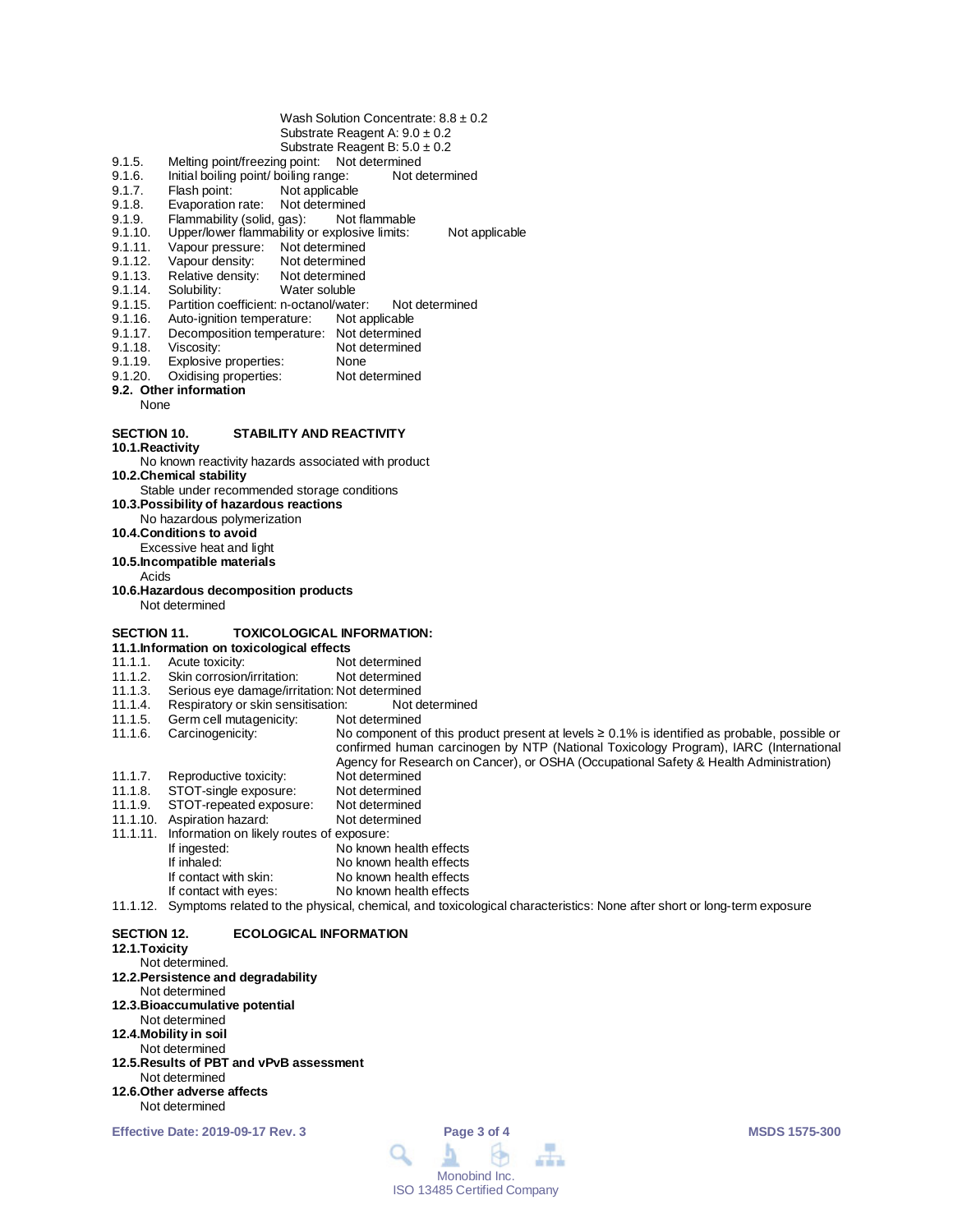Wash Solution Concentrate: 8.8 ± 0.2
Substrate Reagent A: 9.0 ± 0.2
Substrate Reagent B: 5.0 ± 0.2

9.1.5. Melting point/freezing point: Not determined
9.1.6. Initial boiling point/ boiling range: Not determined
9.1.7. Flash point: Not applicable
9.1.8. Evaporation rate: Not determined
9.1.9. Flammability (solid, gas): Not flammable
9.1.10. Upper/lower flammability or explosive limits: Not applicable
9.1.11. Vapour pressure: Not determined
9.1.12. Vapour density: Not determined
9.1.13. Relative density: Not determined
9.1.14. Solubility: Water soluble
9.1.15. Partition coefficient: n-octanol/water: Not determined
9.1.16. Auto-ignition temperature: Not applicable
9.1.17. Decomposition temperature: Not determined
9.1.18. Viscosity: Not determined
9.1.19. Explosive properties: None
9.1.20. Oxidising properties: Not determined

**9.2. Other information**

None

## SECTION 10. STABILITY AND REACTIVITY

**10.1.Reactivity**

No known reactivity hazards associated with product

**10.2.Chemical stability**

Stable under recommended storage conditions

**10.3.Possibility of hazardous reactions**

No hazardous polymerization

**10.4.Conditions to avoid**

Excessive heat and light

**10.5.Incompatible materials**

Acids

**10.6.Hazardous decomposition products**

Not determined

## SECTION 11. TOXICOLOGICAL INFORMATION:

**11.1.Information on toxicological effects**

11.1.1. Acute toxicity: Not determined
11.1.2. Skin corrosion/irritation: Not determined
11.1.3. Serious eye damage/irritation: Not determined
11.1.4. Respiratory or skin sensitisation: Not determined
11.1.5. Germ cell mutagenicity: Not determined
11.1.6. Carcinogenicity: No component of this product present at levels ≥ 0.1% is identified as probable, possible or confirmed human carcinogen by NTP (National Toxicology Program), IARC (International Agency for Research on Cancer), or OSHA (Occupational Safety & Health Administration)
11.1.7. Reproductive toxicity: Not determined
11.1.8. STOT-single exposure: Not determined
11.1.9. STOT-repeated exposure: Not determined
11.1.10. Aspiration hazard: Not determined
11.1.11. Information on likely routes of exposure:
- If ingested: No known health effects
- If inhaled: No known health effects
- If contact with skin: No known health effects
- If contact with eyes: No known health effects

11.1.12. Symptoms related to the physical, chemical, and toxicological characteristics: None after short or long-term exposure

## SECTION 12. ECOLOGICAL INFORMATION

**12.1.Toxicity**

Not determined.

**12.2.Persistence and degradability**

Not determined

**12.3.Bioaccumulative potential**

Not determined

**12.4.Mobility in soil**

Not determined

**12.5.Results of PBT and vPvB assessment**

Not determined

**12.6.Other adverse affects**

Not determined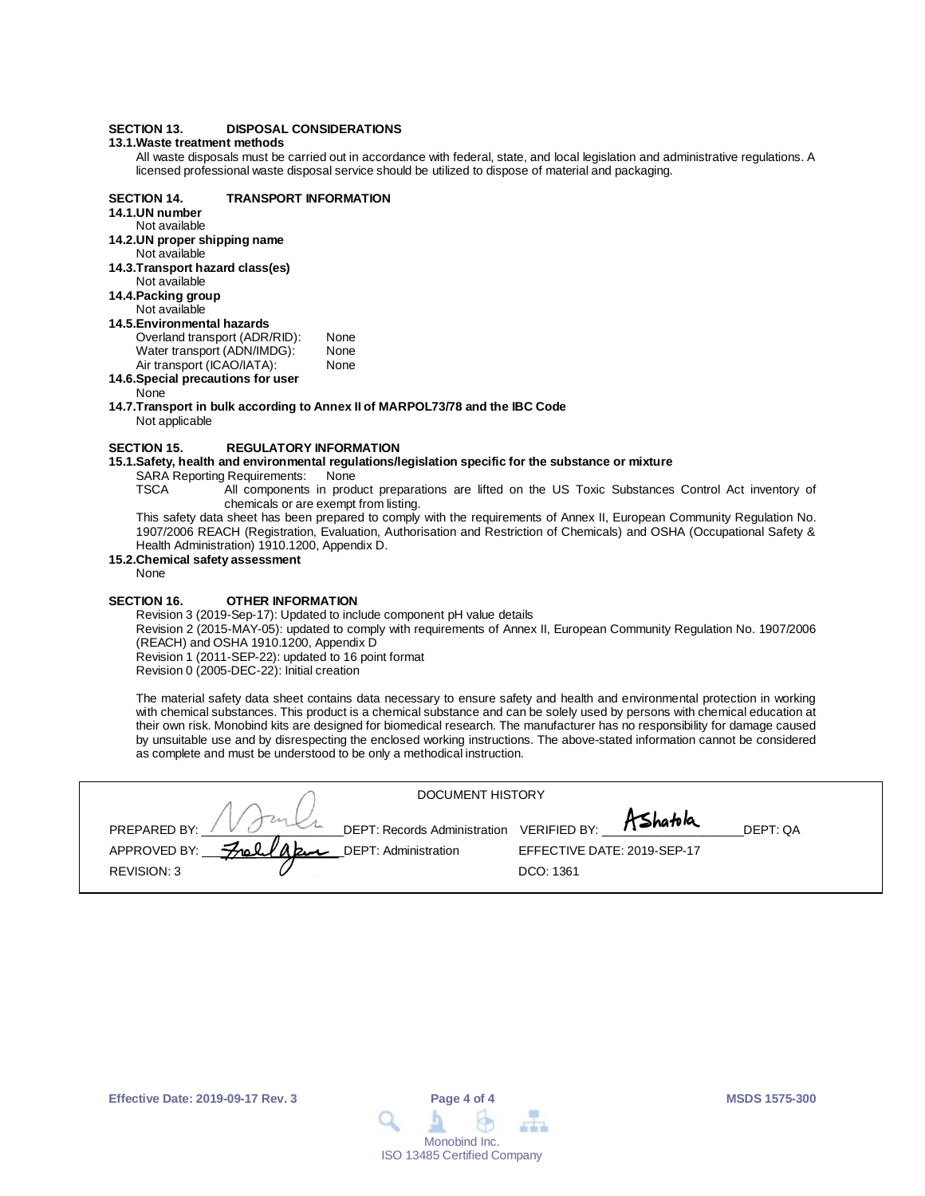## SECTION 13. DISPOSAL CONSIDERATIONS

### 13.1. Waste treatment methods

All waste disposals must be carried out in accordance with federal, state, and local legislation and administrative regulations. A licensed professional waste disposal service should be utilized to dispose of material and packaging.

## SECTION 14. TRANSPORT INFORMATION

### 14.1. UN number

Not available

### 14.2. UN proper shipping name

Not available

### 14.3. Transport hazard class(es)

Not available

### 14.4. Packing group

Not available

### 14.5. Environmental hazards

Overland transport (ADR/RID): None
Water transport (ADN/IMDG): None
Air transport (ICAO/IATA): None

### 14.6. Special precautions for user

None

### 14.7. Transport in bulk according to Annex II of MARPOL73/78 and the IBC Code

Not applicable

## SECTION 15. REGULATORY INFORMATION

### 15.1. Safety, health and environmental regulations/legislation specific for the substance or mixture

SARA Reporting Requirements: None

TSCA: All components in product preparations are lifted on the US Toxic Substances Control Act inventory of chemicals or are exempt from listing.

This safety data sheet has been prepared to comply with the requirements of Annex II, European Community Regulation No. 1907/2006 REACH (Registration, Evaluation, Authorisation and Restriction of Chemicals) and OSHA (Occupational Safety & Health Administration) 1910.1200, Appendix D.

### 15.2. Chemical safety assessment

None

## SECTION 16. OTHER INFORMATION

Revision 3 (2019-Sep-17): Updated to include component pH value details
Revision 2 (2015-MAY-05): updated to comply with requirements of Annex II, European Community Regulation No. 1907/2006 (REACH) and OSHA 1910.1200, Appendix D
Revision 1 (2011-SEP-22): updated to 16 point format
Revision 0 (2005-DEC-22): Initial creation

The material safety data sheet contains data necessary to ensure safety and health and environmental protection in working with chemical substances. This product is a chemical substance and can be solely used by persons with chemical education at their own risk. Monobind kits are designed for biomedical research. The manufacturer has no responsibility for damage caused by unsuitable use and by disrespecting the enclosed working instructions. The above-stated information cannot be considered as complete and must be understood to be only a methodical instruction.

DOCUMENT HISTORY

| | | | |
|---|---|---|---|
| PREPARED BY: [signature] | DEPT: Records Administration | VERIFIED BY: AShatola | DEPT: QA |
| APPROVED BY: [signature] | DEPT: Administration | EFFECTIVE DATE: 2019-SEP-17 | |
| REVISION: 3 | | DCO: 1361 | |

MSDS 1575-300

Monobind Inc.
ISO 13485 Certified Company